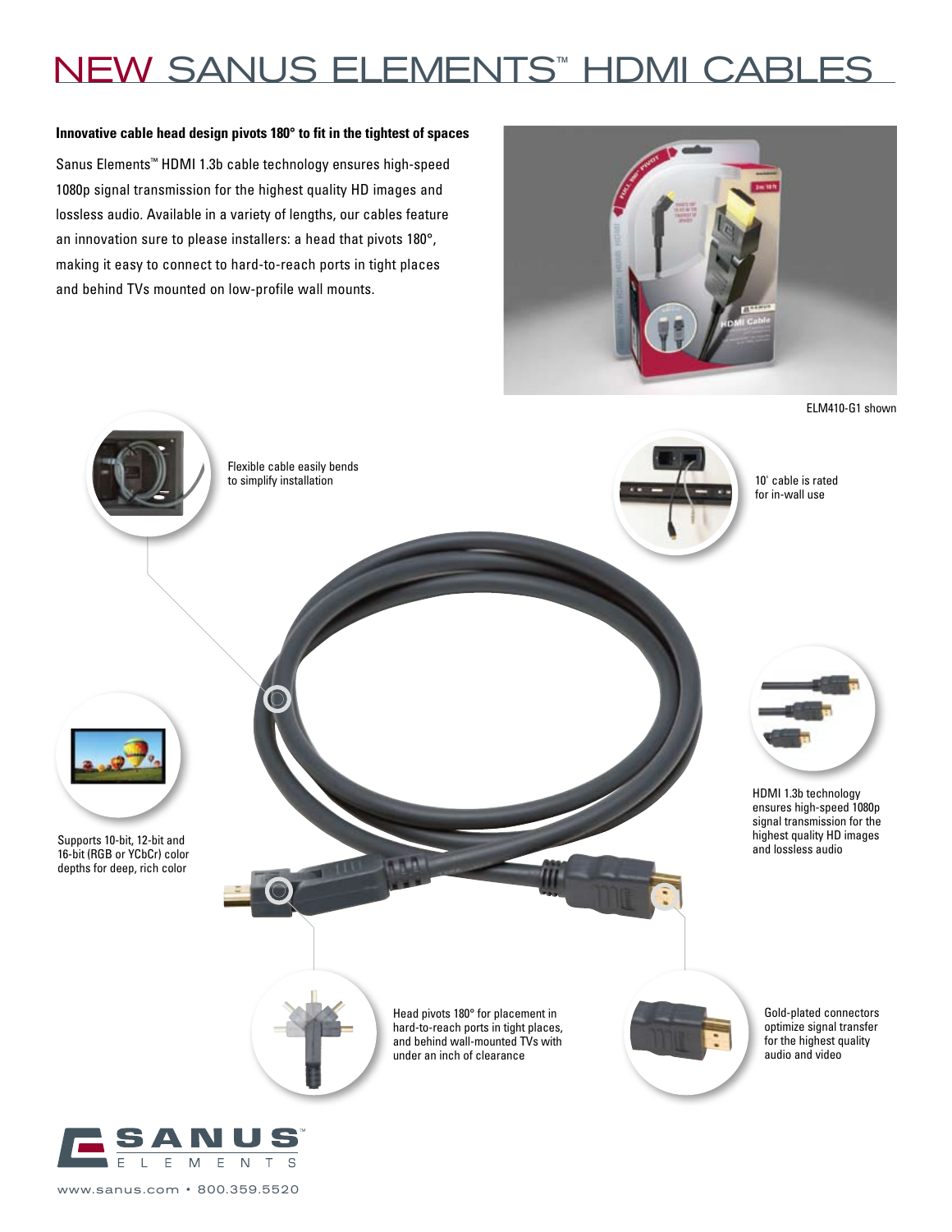# NEW SANUS ELEMENTS™ HDMI CABLES

**Innovative cable head design pivots 180° to fit in the tightest of spaces**

Sanus Elements™ HDMI 1.3b cable technology ensures high-speed 1080p signal transmission for the highest quality HD images and lossless audio. Available in a variety of lengths, our cables feature an innovation sure to please installers: a head that pivots 180°, making it easy to connect to hard-to-reach ports in tight places and behind TVs mounted on low-profile wall mounts.

ELM410-G1 shown

Flexible cable easily bends to simplify installation

10' cable is rated for in-wall use

Supports 10-bit, 12-bit and 16-bit (RGB or YCbCr) color depths for deep, rich color

HDMI 1.3b technology ensures high-speed 1080p signal transmission for the highest quality HD images and lossless audio

Head pivots 180° for placement in hard-to-reach ports in tight places, and behind wall-mounted TVs with under an inch of clearance

Gold-plated connectors optimize signal transfer for the highest quality audio and video

SANUS™ ELEMENTS

www.sanus.com • 800.359.5520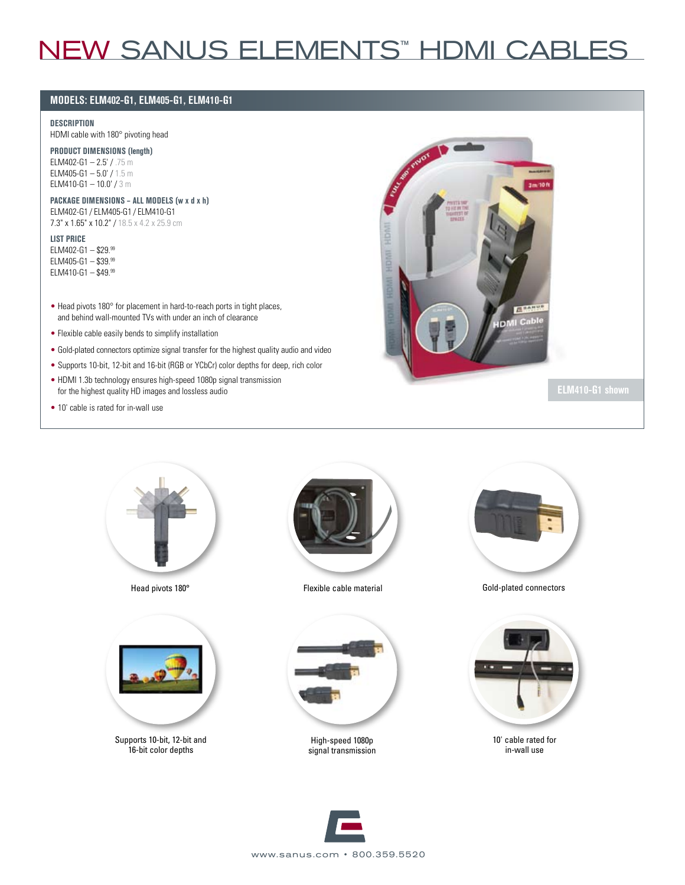# NEW SANUS ELEMENTS™ HDMI CABLES

## MODELS: ELM402-G1, ELM405-G1, ELM410-G1

**DESCRIPTION**

HDMI cable with 180° pivoting head

**PRODUCT DIMENSIONS (length)**

ELM402-G1 – 2.5' / .75 m
ELM405-G1 – 5.0' / 1.5 m
ELM410-G1 – 10.0' / 3 m

**PACKAGE DIMENSIONS – ALL MODELS (w x d x h)**

ELM402-G1 / ELM405-G1 / ELM410-G1
7.3" x 1.65" x 10.2" / 18.5 x 4.2 x 25.9 cm

**LIST PRICE**

ELM402-G1 – $29.99
ELM405-G1 – $39.99
ELM410-G1 – $49.99

- Head pivots 180° for placement in hard-to-reach ports in tight places, and behind wall-mounted TVs with under an inch of clearance
- Flexible cable easily bends to simplify installation
- Gold-plated connectors optimize signal transfer for the highest quality audio and video
- Supports 10-bit, 12-bit and 16-bit (RGB or YCbCr) color depths for deep, rich color
- HDMI 1.3b technology ensures high-speed 1080p signal transmission for the highest quality HD images and lossless audio
- 10' cable is rated for in-wall use

ELM410-G1 shown

Head pivots 180°

Flexible cable material

Gold-plated connectors

Supports 10-bit, 12-bit and 16-bit color depths

High-speed 1080p signal transmission

10' cable rated for in-wall use

www.sanus.com • 800.359.5520